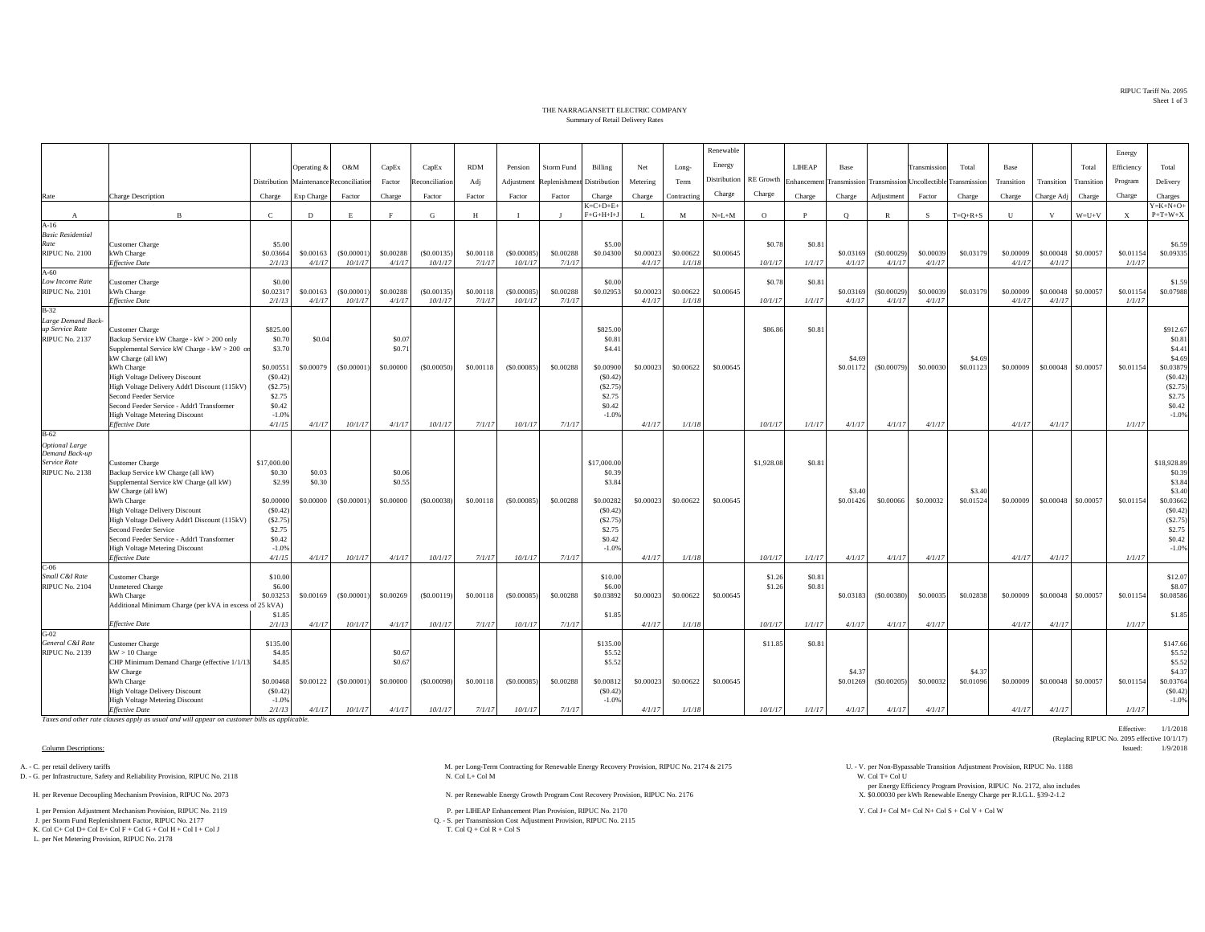RIPUC Tariff No. 2095
Sheet 1 of 3

THE NARRAGANSETT ELECTRIC COMPANY
Summary of Retail Delivery Rates

| Rate | Charge Description | Distribution Charge | Operating & Maintenance Exp Charge | O&M Reconciliation Factor | CapEx Factor Charge | CapEx Reconciliation Factor | RDM Adj Factor | Pension Adjustment Factor | Storm Fund Replenishment Factor | Billing Distribution Charge | Net Metering Charge | Long-Term Contracting | Renewable Energy Distribution Charge | RE Growth Charge | LIHEAP Enhancement Charge | Base Transmission Charge | Transmission Adjustment | Transmission Uncollectible Factor | Total Transmission Charge | Base Transition Charge | Transition Charge Adj | Total Transition Charge | Energy Efficiency Program Charge | Total Delivery Charges |
|---|---|---|---|---|---|---|---|---|---|---|---|---|---|---|---|---|---|---|---|---|---|---|---|---|
| A | B | C | D | E | F | G | H | I | J | K=C+D+E+F+G+H+I+J | L | M | N=L+M | O | P | Q | R | S | T=Q+R+S | U | V | W=U+V | X | Y=K+N+O+P+T+W+X |
| A-16 *Basic Residential Rate* RIPUC No. 2100 | Customer Charge | $5.00 | | | | | | | | $5.00 | | | | $0.78 | $0.81 | | | | | | | | | $6.59 |
| | kWh Charge | $0.03664 | $0.00163 | ($0.00001) | $0.00288 | ($0.00135) | $0.00118 | ($0.00085) | $0.00288 | $0.04300 | $0.00023 | $0.00622 | $0.00645 | | | $0.03169 | ($0.00029) | $0.00039 | $0.03179 | $0.00009 | $0.00048 | $0.00057 | $0.01154 | $0.09335 |
| | *Effective Date* | *2/1/13* | *4/1/17* | *10/1/17* | *4/1/17* | *10/1/17* | *7/1/17* | *10/1/17* | *7/1/17* | | *4/1/17* | *1/1/18* | | *10/1/17* | *1/1/17* | *4/1/17* | *4/1/17* | *4/1/17* | | *4/1/17* | *4/1/17* | | *1/1/17* | |
| A-60 *Low Income Rate* RIPUC No. 2101 | Customer Charge | $0.00 | | | | | | | | $0.00 | | | | $0.78 | $0.81 | | | | | | | | | $1.59 |
| | kWh Charge | $0.02317 | $0.00163 | ($0.00001) | $0.00288 | ($0.00135) | $0.00118 | ($0.00085) | $0.00288 | $0.02953 | $0.00023 | $0.00622 | $0.00645 | | | $0.03169 | ($0.00029) | $0.00039 | $0.03179 | $0.00009 | $0.00048 | $0.00057 | $0.01154 | $0.07988 |
| | *Effective Date* | *2/1/13* | *4/1/17* | *10/1/17* | *4/1/17* | *10/1/17* | *7/1/17* | *10/1/17* | *7/1/17* | | *4/1/17* | *1/1/18* | | *10/1/17* | *1/1/17* | *4/1/17* | *4/1/17* | *4/1/17* | | *4/1/17* | *4/1/17* | | *1/1/17* | |
| B-32 *Large Demand Back-up Service Rate* RIPUC No. 2137 | Customer Charge | $825.00 | | | | | | | | $825.00 | | | | $86.86 | $0.81 | | | | | | | | | $912.67 |
| | Backup Service kW Charge - kW > 200 only | $0.70 | $0.04 | | $0.07 | | | | | $0.81 | | | | | | | | | | | | | | $0.81 |
| | Supplemental Service kW Charge - kW > 200 on | $3.70 | | | $0.71 | | | | | $4.41 | | | | | | | | | | | | | | $4.41 |
| | kW Charge (all kW) | | | | | | | | | | | | | | | $4.69 | | | $4.69 | | | | | $4.69 |
| | kWh Charge | $0.00551 | $0.00079 | ($0.00001) | $0.00000 | ($0.00050) | $0.00118 | ($0.00085) | $0.00288 | $0.00900 | $0.00023 | $0.00622 | $0.00645 | | | $0.01172 | ($0.00079) | $0.00030 | $0.01123 | $0.00009 | $0.00048 | $0.00057 | $0.01154 | $0.03879 |
| | High Voltage Delivery Discount | ($0.42) | | | | | | | | ($0.42) | | | | | | | | | | | | | | ($0.42) |
| | High Voltage Delivery Addt'l Discount (115kV) | ($2.75) | | | | | | | | ($2.75) | | | | | | | | | | | | | | ($2.75) |
| | Second Feeder Service | $2.75 | | | | | | | | $2.75 | | | | | | | | | | | | | | $2.75 |
| | Second Feeder Service - Addt'l Transformer | $0.42 | | | | | | | | $0.42 | | | | | | | | | | | | | | $0.42 |
| | High Voltage Metering Discount | -1.0% | | | | | | | | -1.0% | | | | | | | | | | | | | | -1.0% |
| | *Effective Date* | *4/1/15* | *4/1/17* | *10/1/17* | *4/1/17* | *10/1/17* | *7/1/17* | *10/1/17* | *7/1/17* | | *4/1/17* | *1/1/18* | | *10/1/17* | *1/1/17* | *4/1/17* | *4/1/17* | *4/1/17* | | *4/1/17* | *4/1/17* | | *1/1/17* | |
| B-62 *Optional Large Demand Back-up Service Rate* RIPUC No. 2138 | Customer Charge | $17,000.00 | | | | | | | | $17,000.00 | | | | $1,928.08 | $0.81 | | | | | | | | | $18,928.89 |
| | Backup Service kW Charge (all kW) | $0.30 | $0.03 | | $0.06 | | | | | $0.39 | | | | | | | | | | | | | | $0.39 |
| | Supplemental Service kW Charge (all kW) | $2.99 | $0.30 | | $0.55 | | | | | $3.84 | | | | | | | | | | | | | | $3.84 |
| | kW Charge (all kW) | | | | | | | | | | | | | | | $3.40 | | | $3.40 | | | | | $3.40 |
| | kWh Charge | $0.00000 | $0.00000 | ($0.00001) | $0.00000 | ($0.00038) | $0.00118 | ($0.00085) | $0.00288 | $0.00282 | $0.00023 | $0.00622 | $0.00645 | | | $0.01426 | $0.00066 | $0.00032 | $0.01524 | $0.00009 | $0.00048 | $0.00057 | $0.01154 | $0.03662 |
| | High Voltage Delivery Discount | ($0.42) | | | | | | | | ($0.42) | | | | | | | | | | | | | | ($0.42) |
| | High Voltage Delivery Addt'l Discount (115kV) | ($2.75) | | | | | | | | ($2.75) | | | | | | | | | | | | | | ($2.75) |
| | Second Feeder Service | $2.75 | | | | | | | | $2.75 | | | | | | | | | | | | | | $2.75 |
| | Second Feeder Service - Addt'l Transformer | $0.42 | | | | | | | | $0.42 | | | | | | | | | | | | | | $0.42 |
| | High Voltage Metering Discount | -1.0% | | | | | | | | -1.0% | | | | | | | | | | | | | | -1.0% |
| | *Effective Date* | *4/1/15* | *4/1/17* | *10/1/17* | *4/1/17* | *10/1/17* | *7/1/17* | *10/1/17* | *7/1/17* | | *4/1/17* | *1/1/18* | | *10/1/17* | *1/1/17* | *4/1/17* | *4/1/17* | *4/1/17* | | *4/1/17* | *4/1/17* | | *1/1/17* | |
| C-06 *Small C&I Rate* RIPUC No. 2104 | Customer Charge | $10.00 | | | | | | | | $10.00 | | | | $1.26 | $0.81 | | | | | | | | | $12.07 |
| | Unmetered Charge | $6.00 | | | | | | | | $6.00 | | | | $1.26 | $0.81 | | | | | | | | | $8.07 |
| | kWh Charge | $0.03253 | $0.00169 | ($0.00001) | $0.00269 | ($0.00119) | $0.00118 | ($0.00085) | $0.00288 | $0.03892 | $0.00023 | $0.00622 | $0.00645 | | | $0.03183 | ($0.00380) | $0.00035 | $0.02838 | $0.00009 | $0.00048 | $0.00057 | $0.01154 | $0.08586 |
| | Additional Minimum Charge (per kVA in excess of 25 kVA) | $1.85 | | | | | | | | $1.85 | | | | | | | | | | | | | | $1.85 |
| | *Effective Date* | *2/1/13* | *4/1/17* | *10/1/17* | *4/1/17* | *10/1/17* | *7/1/17* | *10/1/17* | *7/1/17* | | *4/1/17* | *1/1/18* | | *10/1/17* | *1/1/17* | *4/1/17* | *4/1/17* | *4/1/17* | | *4/1/17* | *4/1/17* | | *1/1/17* | |
| G-02 *General C&I Rate* RIPUC No. 2139 | Customer Charge | $135.00 | | | | | | | | $135.00 | | | | $11.85 | $0.81 | | | | | | | | | $147.66 |
| | kW > 10 Charge | $4.85 | | | $0.67 | | | | | $5.52 | | | | | | | | | | | | | | $5.52 |
| | CHP Minimum Demand Charge (effective 1/1/13) | $4.85 | | | $0.67 | | | | | $5.52 | | | | | | | | | | | | | | $5.52 |
| | kW Charge | | | | | | | | | | | | | | | $4.37 | | | $4.37 | | | | | $4.37 |
| | kWh Charge | $0.00468 | $0.00122 | ($0.00001) | $0.00000 | ($0.00098) | $0.00118 | ($0.00085) | $0.00288 | $0.00812 | $0.00023 | $0.00622 | $0.00645 | | | $0.01269 | ($0.00205) | $0.00032 | $0.01096 | $0.00009 | $0.00048 | $0.00057 | $0.01154 | $0.03764 |
| | High Voltage Delivery Discount | ($0.42) | | | | | | | | ($0.42) | | | | | | | | | | | | | | ($0.42) |
| | High Voltage Metering Discount | -1.0% | | | | | | | | -1.0% | | | | | | | | | | | | | | -1.0% |
| | *Effective Date* | *2/1/13* | *4/1/17* | *10/1/17* | *4/1/17* | *10/1/17* | *7/1/17* | *10/1/17* | *7/1/17* | | *4/1/17* | *1/1/18* | | *10/1/17* | *1/1/17* | *4/1/17* | *4/1/17* | *4/1/17* | | *4/1/17* | *4/1/17* | | *1/1/17* | |

*Taxes and other rate clauses apply as usual and will appear on customer bills as applicable.*

Effective: 1/1/2018
(Replacing RIPUC No. 2095 effective 10/1/17)
Issued: 1/9/2018

Column Descriptions:

A. - C. per retail delivery tariffs
D. - G. per Infrastructure, Safety and Reliability Provision, RIPUC No. 2118
H. per Revenue Decoupling Mechanism Provision, RIPUC No. 2073
I. per Pension Adjustment Mechanism Provision, RIPUC No. 2119
J. per Storm Fund Replenishment Factor, RIPUC No. 2177
K. Col C+ Col D+ Col E+ Col F + Col G + Col H + Col I + Col J
L. per Net Metering Provision, RIPUC No. 2178
M. per Long-Term Contracting for Renewable Energy Recovery Provision, RIPUC No. 2174 & 2175
N. Col L+ Col M
N. per Renewable Energy Growth Program Cost Recovery Provision, RIPUC No. 2176
P. per LIHEAP Enhancement Plan Provision, RIPUC No. 2170
Q. - S. per Transmission Cost Adjustment Provision, RIPUC No. 2115
T. Col Q + Col R + Col S
U. - V. per Non-Bypassable Transition Adjustment Provision, RIPUC No. 1188
W. Col T+ Col U
X. per Energy Efficiency Program Provision, RIPUC No. 2172, also includes $0.00030 per kWh Renewable Energy Charge per R.I.G.L. §39-2-1.2
Y. Col J+ Col M+ Col N+ Col S + Col V + Col W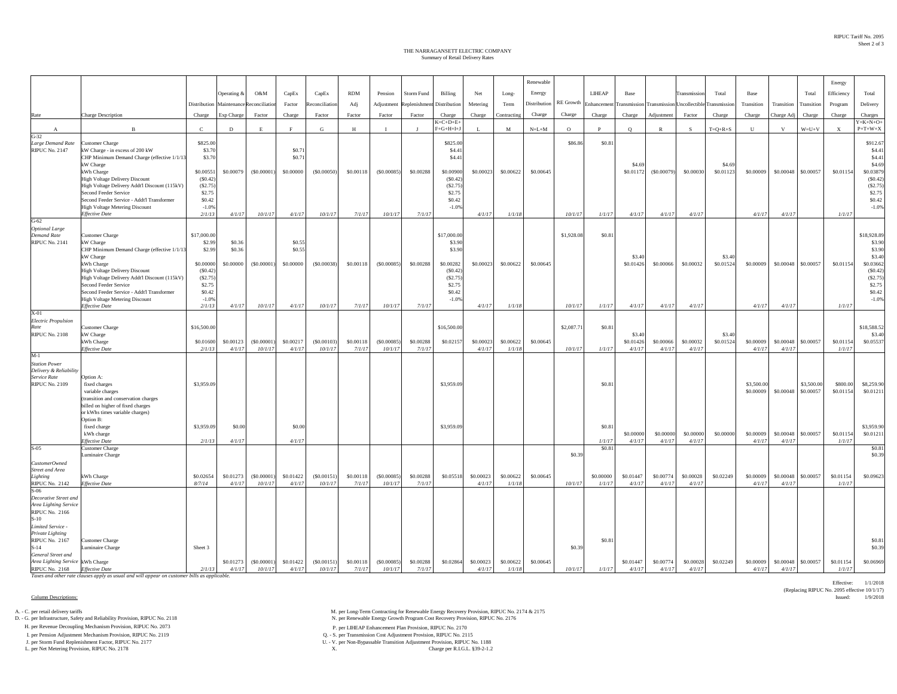RIPUC Tariff No. 2095
Sheet 2 of 3

# THE NARRAGANSETT ELECTRIC COMPANY
## Summary of Retail Delivery Rates

| Rate | Charge Description | Distribution Charge | Operating & Maintenance Exp Charge | O&M Reconciliation Factor | CapEx Charge | CapEx Reconciliation Factor | RDM Adj Factor | Pension Adjustment Factor | Storm Fund Replenishment Factor | Billing Distribution Charge | Net Metering Charge | Long-Term Contracting | Renewable Energy Distribution Charge | RE Growth Charge | LIHEAP Enhancement Charge | Base Transmission Charge | Transmission Adjustment | Transmission Uncollectible Factor | Total Transmission Charge | Base Transition Charge | Transition Charge Adj | Total Transition Charge | Energy Efficiency Program Charge | Total Delivery Charges |
|---|---|---|---|---|---|---|---|---|---|---|---|---|---|---|---|---|---|---|---|---|---|---|---|---|
| A | B | C | D | E | F | G | H | I | J | K=C+D+E+F+G+H+I+J | L | M | N=L+M | O | P | Q | R | S | T=Q+R+S | U | V | W=U+V | X | Y=K+N+O+P+T+W+X |
| G-32 | | | | | | | | | | | | | | | | | | | | | | | | |
| *Large Demand Rate* | Customer Charge | $825.00 | | | | | | | | $825.00 | | | | $86.86 | $0.81 | | | | | | | | | $912.67 |
| RIPUC No. 2147 | kW Charge - in excess of 200 kW | $3.70 | | | $0.71 | | | | | $4.41 | | | | | | | | | | | | | | $4.41 |
| | CHP Minimum Demand Charge (effective 1/1/13) | $3.70 | | | $0.71 | | | | | $4.41 | | | | | | | | | | | | | | $4.41 |
| | kW Charge | | | | | | | | | | | | | | | $4.69 | | | $4.69 | | | | | $4.69 |
| | kWh Charge | $0.00551 | $0.00079 | ($0.00001) | $0.00000 | ($0.00050) | $0.00118 | ($0.00085) | $0.00288 | $0.00900 | $0.00023 | $0.00622 | $0.00645 | | | $0.01172 | ($0.00079) | $0.00030 | $0.01123 | $0.00009 | $0.00048 | $0.00057 | $0.01154 | $0.03879 |
| | High Voltage Delivery Discount | ($0.42) | | | | | | | | ($0.42) | | | | | | | | | | | | | | ($0.42) |
| | High Voltage Delivery Addt'l Discount (115kV) | ($2.75) | | | | | | | | ($2.75) | | | | | | | | | | | | | | ($2.75) |
| | Second Feeder Service | $2.75 | | | | | | | | $2.75 | | | | | | | | | | | | | | $2.75 |
| | Second Feeder Service - Addt'l Transformer | $0.42 | | | | | | | | $0.42 | | | | | | | | | | | | | | $0.42 |
| | High Voltage Metering Discount | -1.0% | | | | | | | | -1.0% | | | | | | | | | | | | | | -1.0% |
| | *Effective Date* | *2/1/13* | *4/1/17* | *10/1/17* | *4/1/17* | *10/1/17* | *7/1/17* | *10/1/17* | *7/1/17* | | *4/1/17* | *1/1/18* | | *10/1/17* | *1/1/17* | *4/1/17* | *4/1/17* | *4/1/17* | | *4/1/17* | *4/1/17* | | *1/1/17* | |
| G-62 | | | | | | | | | | | | | | | | | | | | | | | | |
| *Optional Large Demand Rate* | Customer Charge | $17,000.00 | | | | | | | | $17,000.00 | | | | $1,928.08 | $0.81 | | | | | | | | | $18,928.89 |
| RIPUC No. 2141 | kW Charge | $2.99 | $0.36 | | $0.55 | | | | | $3.90 | | | | | | | | | | | | | | $3.90 |
| | CHP Minimum Demand Charge (effective 1/1/13) | $2.99 | $0.36 | | $0.55 | | | | | $3.90 | | | | | | | | | | | | | | $3.90 |
| | kW Charge | | | | | | | | | | | | | | | $3.40 | | | $3.40 | | | | | $3.40 |
| | kWh Charge | $0.00000 | $0.00000 | ($0.00001) | $0.00000 | ($0.00038) | $0.00118 | ($0.00085) | $0.00288 | $0.00282 | $0.00023 | $0.00622 | $0.00645 | | | $0.01426 | $0.00066 | $0.00032 | $0.01524 | $0.00009 | $0.00048 | $0.00057 | $0.01154 | $0.03662 |
| | High Voltage Delivery Discount | ($0.42) | | | | | | | | ($0.42) | | | | | | | | | | | | | | ($0.42) |
| | High Voltage Delivery Addt'l Discount (115kV) | ($2.75) | | | | | | | | ($2.75) | | | | | | | | | | | | | | ($2.75) |
| | Second Feeder Service | $2.75 | | | | | | | | $2.75 | | | | | | | | | | | | | | $2.75 |
| | Second Feeder Service - Addt'l Transformer | $0.42 | | | | | | | | $0.42 | | | | | | | | | | | | | | $0.42 |
| | High Voltage Metering Discount | -1.0% | | | | | | | | -1.0% | | | | | | | | | | | | | | -1.0% |
| | *Effective Date* | *2/1/13* | *4/1/17* | *10/1/17* | *4/1/17* | *10/1/17* | *7/1/17* | *10/1/17* | *7/1/17* | | *4/1/17* | *1/1/18* | | *10/1/17* | *1/1/17* | *4/1/17* | *4/1/17* | *4/1/17* | | *4/1/17* | *4/1/17* | | *1/1/17* | |
| X-01 | | | | | | | | | | | | | | | | | | | | | | | | |
| *Electric Propulsion Rate* | Customer Charge | $16,500.00 | | | | | | | | $16,500.00 | | | | $2,087.71 | $0.81 | | | | | | | | | $18,588.52 |
| RIPUC No. 2108 | kW Charge | | | | | | | | | | | | | | | $3.40 | | | $3.40 | | | | | $3.40 |
| | kWh Charge | $0.01600 | $0.00123 | ($0.00001) | $0.00217 | ($0.00103) | $0.00118 | ($0.00085) | $0.00288 | $0.02157 | $0.00023 | $0.00622 | $0.00645 | | | $0.01426 | $0.00066 | $0.00032 | $0.01524 | $0.00009 | $0.00048 | $0.00057 | $0.01154 | $0.05537 |
| | *Effective Date* | *2/1/13* | *4/1/17* | *10/1/17* | *4/1/17* | *10/1/17* | *7/1/17* | *10/1/17* | *7/1/17* | | *4/1/17* | *1/1/18* | | *10/1/17* | *1/1/17* | *4/1/17* | *4/1/17* | *4/1/17* | | *4/1/17* | *4/1/17* | | *1/1/17* | |
| M-1 | | | | | | | | | | | | | | | | | | | | | | | | |
| *Station Power Delivery & Reliability Service Rate* | Option A: | | | | | | | | | | | | | | | | | | | | | | | |
| RIPUC No. 2109 | fixed charges | $3,959.09 | | | | | | | | $3,959.09 | | | | | $0.81 | | | | | $3,500.00 | | $3,500.00 | $800.00 | $8,259.90 |
| | variable charges | | | | | | | | | | | | | | | | | | | $0.00009 | $0.00048 | $0.00057 | $0.01154 | $0.01211 |
| | (transition and conservation charges billed on higher of fixed charges or kWhs times variable charges) | | | | | | | | | | | | | | | | | | | | | | | |
| | Option B: | | | | | | | | | | | | | | | | | | | | | | | |
| | fixed charge | $3,959.09 | $0.00 | | $0.00 | | | | | $3,959.09 | | | | | $0.81 | | | | | | | | | $3,959.90 |
| | kWh charge | | | | | | | | | | | | | | | $0.00000 | $0.00000 | $0.00000 | $0.00000 | $0.00009 | $0.00048 | $0.00057 | $0.01154 | $0.01211 |
| | *Effective Date* | *2/1/13* | *4/1/17* | | *4/1/17* | | | | | | | | | | *1/1/17* | *4/1/17* | *4/1/17* | *4/1/17* | | *4/1/17* | *4/1/17* | | *1/1/17* | |
| S-05 | Customer Charge | | | | | | | | | | | | | | $0.81 | | | | | | | | | $0.81 |
| | Luminaire Charge | | | | | | | | | | | | | $0.39 | | | | | | | | | | $0.39 |
| *CustomerOwned Street and Area Lighting* | kWh Charge | $0.02654 | $0.01273 | ($0.00001) | $0.01422 | ($0.00151) | $0.00118 | ($0.00085) | $0.00288 | $0.05518 | $0.00023 | $0.00622 | $0.00645 | | $0.00000 | $0.01447 | $0.00774 | $0.00028 | $0.02249 | $0.00009 | $0.00048 | $0.00057 | $0.01154 | $0.09623 |
| RIPUC No. 2142 | *Effective Date* | *8/7/14* | *4/1/17* | *10/1/17* | *4/1/17* | *10/1/17* | *7/1/17* | *10/1/17* | *7/1/17* | | *4/1/17* | *1/1/18* | | *10/1/17* | *1/1/17* | *4/1/17* | *4/1/17* | *4/1/17* | | *4/1/17* | *4/1/17* | | *1/1/17* | |
| S-06 *Decorative Street and Area Lighting Service* RIPUC No. 2166 | | | | | | | | | | | | | | | | | | | | | | | | |
| S-10 *Limited Service - Private Lighting* RIPUC No. 2167 | Customer Charge | | | | | | | | | | | | | | $0.81 | | | | | | | | | $0.81 |
| S-14 | Luminaire Charge | Sheet 3 | | | | | | | | | | | | $0.39 | | | | | | | | | | $0.39 |
| *General Street and Area Lighting Service* | kWh Charge | | $0.01273 | ($0.00001) | $0.01422 | ($0.00151) | $0.00118 | ($0.00085) | $0.00288 | $0.02864 | $0.00023 | $0.00622 | $0.00645 | | | $0.01447 | $0.00774 | $0.00028 | $0.02249 | $0.00009 | $0.00048 | $0.00057 | $0.01154 | $0.06969 |
| RIPUC No. 2168 | *Effective Date* | *2/1/13* | *4/1/17* | *10/1/17* | *4/1/17* | *10/1/17* | *7/1/17* | *10/1/17* | *7/1/17* | | *4/1/17* | *1/1/18* | | *10/1/17* | *1/1/17* | *4/1/17* | *4/1/17* | *4/1/17* | | *4/1/17* | *4/1/17* | | *1/1/17* | |

*Taxes and other rate clauses apply as usual and will appear on customer bills as applicable.*

Effective: 1/1/2018
(Replacing RIPUC No. 2095 effective 10/1/17)
Issued: 1/9/2018

Column Descriptions:

A. - C. per retail delivery tariffs
D. - G. per Infrastructure, Safety and Reliability Provision, RIPUC No. 2118
H. per Revenue Decoupling Mechanism Provision, RIPUC No. 2073
I. per Pension Adjustment Mechanism Provision, RIPUC No. 2119
J. per Storm Fund Replenishment Factor, RIPUC No. 2177
L. per Net Metering Provision, RIPUC No. 2178
M. per Long-Term Contracting for Renewable Energy Recovery Provision, RIPUC No. 2174 & 2175
N. per Renewable Energy Growth Program Cost Recovery Provision, RIPUC No. 2176
P. per LIHEAP Enhancement Plan Provision, RIPUC No. 2170
Q. - S. per Transmission Cost Adjustment Provision, RIPUC No. 2115
U. - V. per Non-Bypassable Transition Adjustment Provision, RIPUC No. 1188
X. Charge per R.I.G.L. §39-2-1.2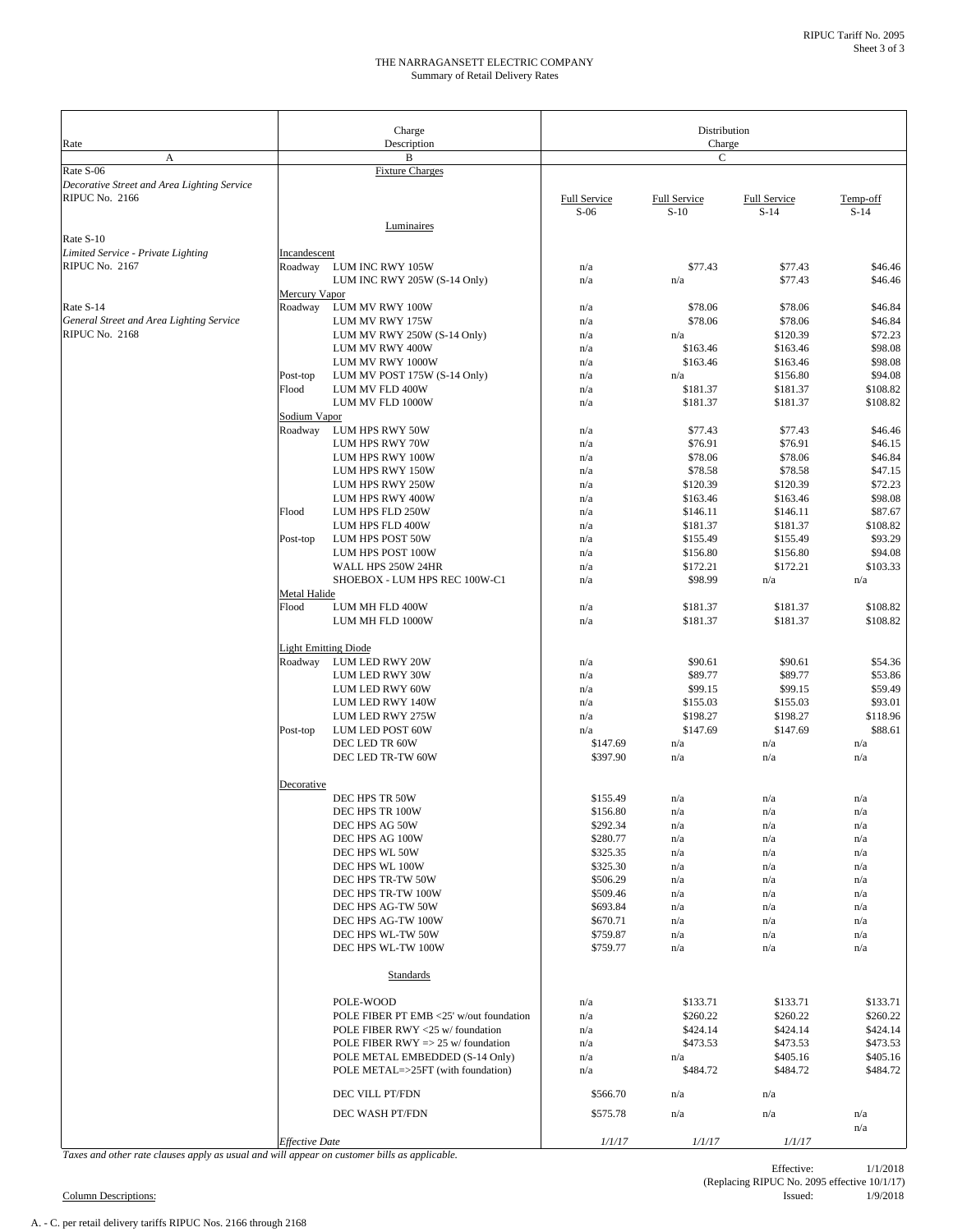RIPUC Tariff No. 2095
Sheet 3 of 3

THE NARRAGANSETT ELECTRIC COMPANY
Summary of Retail Delivery Rates

| Rate | Charge Description | | | Distribution Charge | | | |
|---|---|---|---|---|---|---|---|
| A | B | | | C | | | |
| Rate S-06 | Fixture Charges | | | | | | |
| *Decorative Street and Area Lighting Service* | | | | | | | |
| RIPUC No. 2166 | | | | Full Service S-06 | Full Service S-10 | Full Service S-14 | Temp-off S-14 |
| | Luminaires | | | | | | |
| Rate S-10 | | | | | | | |
| *Limited Service - Private Lighting* | Incandescent | | | | | | |
| RIPUC No. 2167 | | Roadway | LUM INC RWY 105W | n/a | $77.43 | $77.43 | $46.46 |
| | | | LUM INC RWY 205W (S-14 Only) | n/a | n/a | $77.43 | $46.46 |
| | Mercury Vapor | | | | | | |
| Rate S-14 | | Roadway | LUM MV RWY 100W | n/a | $78.06 | $78.06 | $46.84 |
| *General Street and Area Lighting Service* | | | LUM MV RWY 175W | n/a | $78.06 | $78.06 | $46.84 |
| RIPUC No. 2168 | | | LUM MV RWY 250W (S-14 Only) | n/a | n/a | $120.39 | $72.23 |
| | | | LUM MV RWY 400W | n/a | $163.46 | $163.46 | $98.08 |
| | | | LUM MV RWY 1000W | n/a | $163.46 | $163.46 | $98.08 |
| | | Post-top | LUM MV POST 175W (S-14 Only) | n/a | n/a | $156.80 | $94.08 |
| | | Flood | LUM MV FLD 400W | n/a | $181.37 | $181.37 | $108.82 |
| | | | LUM MV FLD 1000W | n/a | $181.37 | $181.37 | $108.82 |
| | Sodium Vapor | | | | | | |
| | | Roadway | LUM HPS RWY 50W | n/a | $77.43 | $77.43 | $46.46 |
| | | | LUM HPS RWY 70W | n/a | $76.91 | $76.91 | $46.15 |
| | | | LUM HPS RWY 100W | n/a | $78.06 | $78.06 | $46.84 |
| | | | LUM HPS RWY 150W | n/a | $78.58 | $78.58 | $47.15 |
| | | | LUM HPS RWY 250W | n/a | $120.39 | $120.39 | $72.23 |
| | | | LUM HPS RWY 400W | n/a | $163.46 | $163.46 | $98.08 |
| | | Flood | LUM HPS FLD 250W | n/a | $146.11 | $146.11 | $87.67 |
| | | | LUM HPS FLD 400W | n/a | $181.37 | $181.37 | $108.82 |
| | | Post-top | LUM HPS POST 50W | n/a | $155.49 | $155.49 | $93.29 |
| | | | LUM HPS POST 100W | n/a | $156.80 | $156.80 | $94.08 |
| | | | WALL HPS 250W 24HR | n/a | $172.21 | $172.21 | $103.33 |
| | | | SHOEBOX - LUM HPS REC 100W-C1 | n/a | $98.99 | n/a | n/a |
| | Metal Halide | | | | | | |
| | | Flood | LUM MH FLD 400W | n/a | $181.37 | $181.37 | $108.82 |
| | | | LUM MH FLD 1000W | n/a | $181.37 | $181.37 | $108.82 |
| | Light Emitting Diode | | | | | | |
| | | Roadway | LUM LED RWY 20W | n/a | $90.61 | $90.61 | $54.36 |
| | | | LUM LED RWY 30W | n/a | $89.77 | $89.77 | $53.86 |
| | | | LUM LED RWY 60W | n/a | $99.15 | $99.15 | $59.49 |
| | | | LUM LED RWY 140W | n/a | $155.03 | $155.03 | $93.01 |
| | | | LUM LED RWY 275W | n/a | $198.27 | $198.27 | $118.96 |
| | | Post-top | LUM LED POST 60W | n/a | $147.69 | $147.69 | $88.61 |
| | | | DEC LED TR 60W | $147.69 | n/a | n/a | n/a |
| | | | DEC LED TR-TW 60W | $397.90 | n/a | n/a | n/a |
| | Decorative | | | | | | |
| | | | DEC HPS TR 50W | $155.49 | n/a | n/a | n/a |
| | | | DEC HPS TR 100W | $156.80 | n/a | n/a | n/a |
| | | | DEC HPS AG 50W | $292.34 | n/a | n/a | n/a |
| | | | DEC HPS AG 100W | $280.77 | n/a | n/a | n/a |
| | | | DEC HPS WL 50W | $325.35 | n/a | n/a | n/a |
| | | | DEC HPS WL 100W | $325.30 | n/a | n/a | n/a |
| | | | DEC HPS TR-TW 50W | $506.29 | n/a | n/a | n/a |
| | | | DEC HPS TR-TW 100W | $509.46 | n/a | n/a | n/a |
| | | | DEC HPS AG-TW 50W | $693.84 | n/a | n/a | n/a |
| | | | DEC HPS AG-TW 100W | $670.71 | n/a | n/a | n/a |
| | | | DEC HPS WL-TW 50W | $759.87 | n/a | n/a | n/a |
| | | | DEC HPS WL-TW 100W | $759.77 | n/a | n/a | n/a |
| | Standards | | | | | | |
| | | | POLE-WOOD | n/a | $133.71 | $133.71 | $133.71 |
| | | | POLE FIBER PT EMB <25' w/out foundation | n/a | $260.22 | $260.22 | $260.22 |
| | | | POLE FIBER RWY <25 w/ foundation | n/a | $424.14 | $424.14 | $424.14 |
| | | | POLE FIBER RWY => 25 w/ foundation | n/a | $473.53 | $473.53 | $473.53 |
| | | | POLE METAL EMBEDDED (S-14 Only) | n/a | n/a | $405.16 | $405.16 |
| | | | POLE METAL=>25FT (with foundation) | n/a | $484.72 | $484.72 | $484.72 |
| | | | DEC VILL PT/FDN | $566.70 | n/a | n/a | |
| | | | DEC WASH PT/FDN | $575.78 | n/a | n/a | n/a |
| | | | | | | | n/a |
| | *Effective Date* | | | *1/1/17* | *1/1/17* | *1/1/17* | |

*Taxes and other rate clauses apply as usual and will appear on customer bills as applicable.*

Effective: 1/1/2018
(Replacing RIPUC No. 2095 effective 10/1/17)
Issued: 1/9/2018

Column Descriptions:

A. - C. per retail delivery tariffs RIPUC Nos. 2166 through 2168